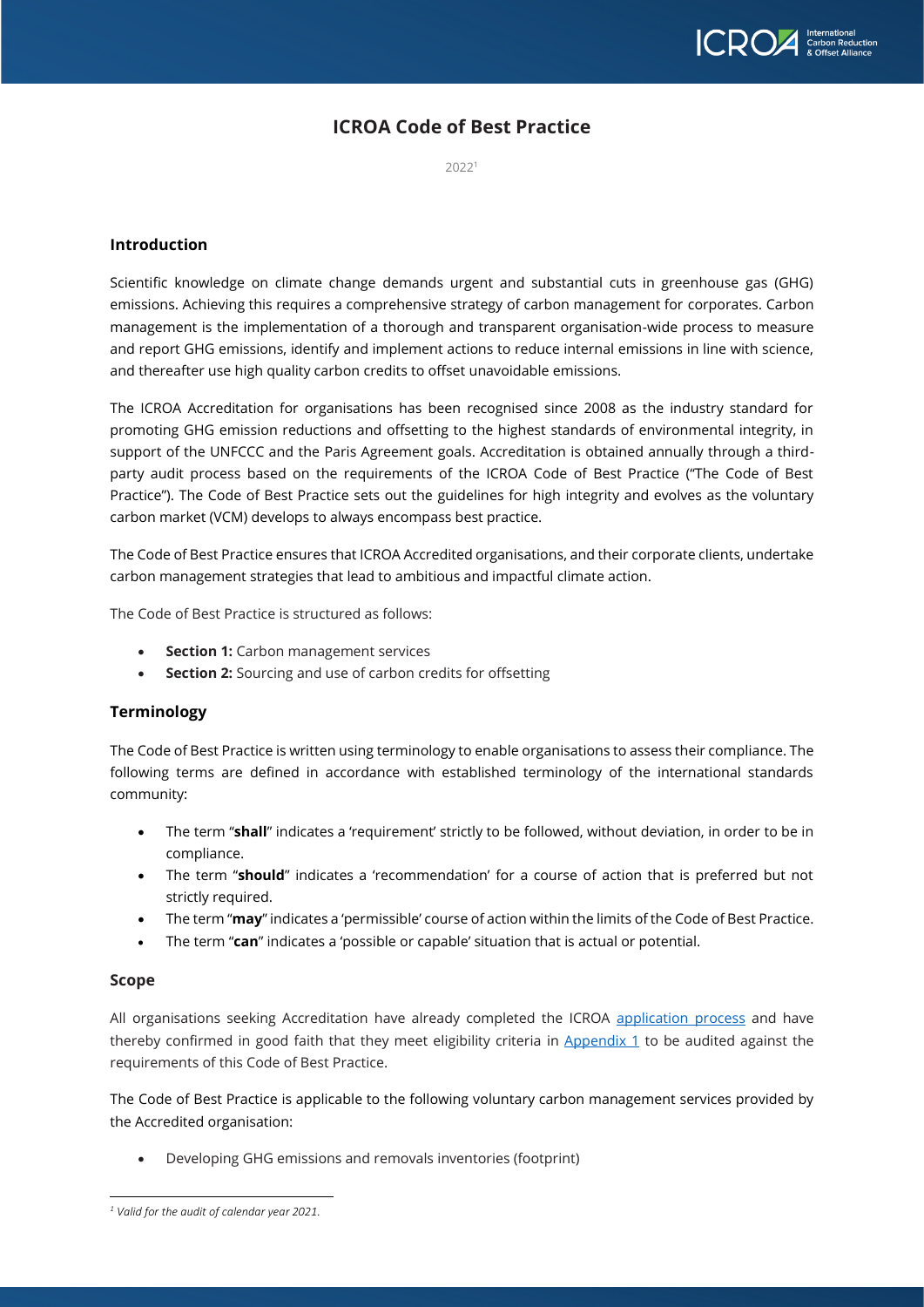# ICROA Code of Best Practice

2022[1]

## Introduction

Scientific knowledge on climate change demands urgent and substantial cuts in greenhouse gas (GHG) emissions. Achieving this requires a comprehensive strategy of carbon management for corporates. Carbon management is the implementation of a thorough and transparent organisation-wide process to measure and report GHG emissions, identify and implement actions to reduce internal emissions in line with science, and thereafter use high quality carbon credits to offset unavoidable emissions.

The ICROA Accreditation for organisations has been recognised since 2008 as the industry standard for promoting GHG emission reductions and offsetting to the highest standards of environmental integrity, in support of the UNFCCC and the Paris Agreement goals. Accreditation is obtained annually through a third-party audit process based on the requirements of the ICROA Code of Best Practice ("The Code of Best Practice"). The Code of Best Practice sets out the guidelines for high integrity and evolves as the voluntary carbon market (VCM) develops to always encompass best practice.

The Code of Best Practice ensures that ICROA Accredited organisations, and their corporate clients, undertake carbon management strategies that lead to ambitious and impactful climate action.

The Code of Best Practice is structured as follows:

- **Section 1:** Carbon management services
- **Section 2:** Sourcing and use of carbon credits for offsetting

## Terminology

The Code of Best Practice is written using terminology to enable organisations to assess their compliance. The following terms are defined in accordance with established terminology of the international standards community:

- The term "**shall**" indicates a 'requirement' strictly to be followed, without deviation, in order to be in compliance.
- The term "**should**" indicates a 'recommendation' for a course of action that is preferred but not strictly required.
- The term "**may**" indicates a 'permissible' course of action within the limits of the Code of Best Practice.
- The term "**can**" indicates a 'possible or capable' situation that is actual or potential.

## Scope

All organisations seeking Accreditation have already completed the ICROA application process and have thereby confirmed in good faith that they meet eligibility criteria in Appendix 1 to be audited against the requirements of this Code of Best Practice.

The Code of Best Practice is applicable to the following voluntary carbon management services provided by the Accredited organisation:

- Developing GHG emissions and removals inventories (footprint)

---

[1] *Valid for the audit of calendar year 2021.*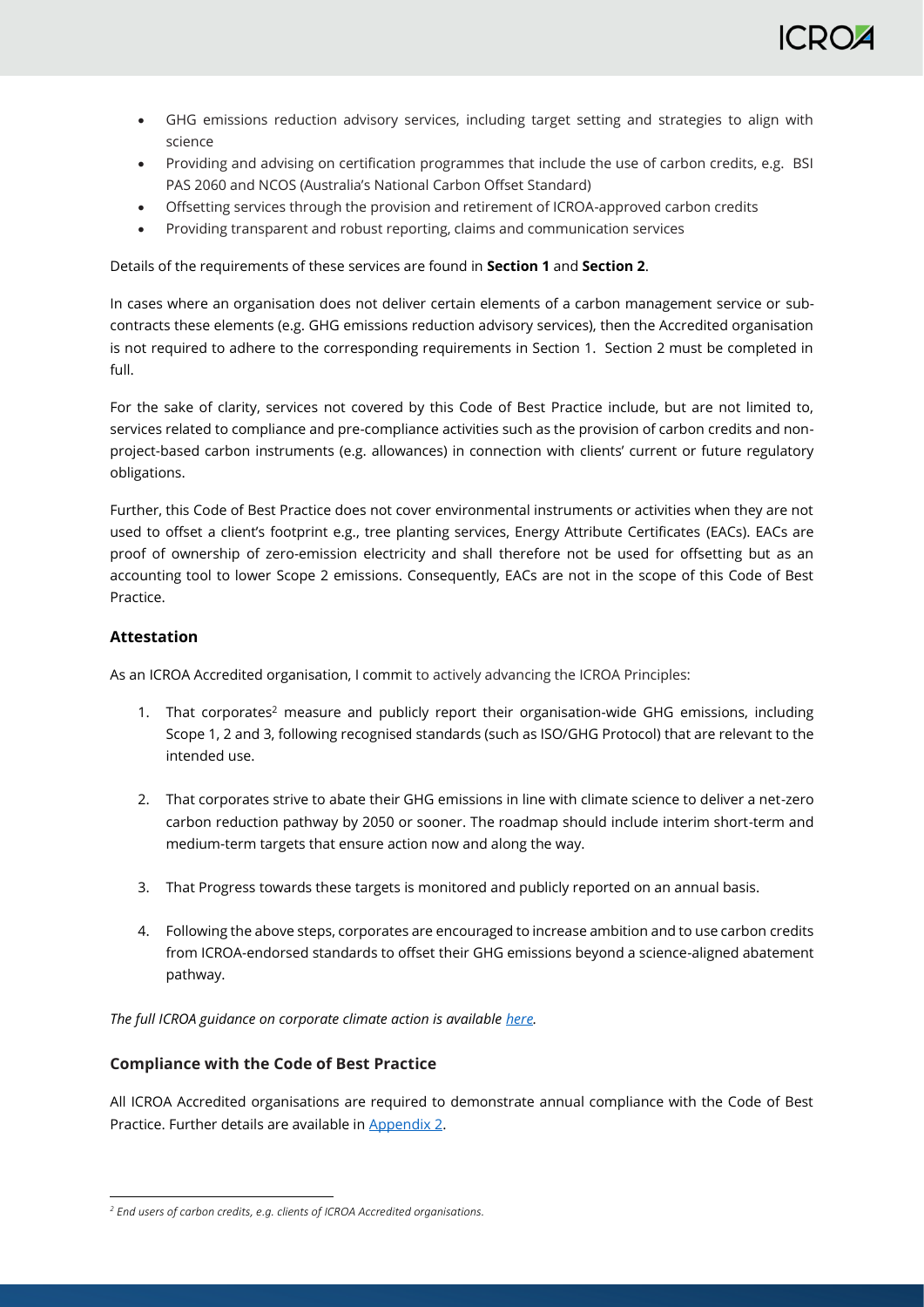- GHG emissions reduction advisory services, including target setting and strategies to align with science
- Providing and advising on certification programmes that include the use of carbon credits, e.g. BSI PAS 2060 and NCOS (Australia's National Carbon Offset Standard)
- Offsetting services through the provision and retirement of ICROA-approved carbon credits
- Providing transparent and robust reporting, claims and communication services

Details of the requirements of these services are found in **Section 1** and **Section 2**.

In cases where an organisation does not deliver certain elements of a carbon management service or sub-contracts these elements (e.g. GHG emissions reduction advisory services), then the Accredited organisation is not required to adhere to the corresponding requirements in Section 1. Section 2 must be completed in full.

For the sake of clarity, services not covered by this Code of Best Practice include, but are not limited to, services related to compliance and pre-compliance activities such as the provision of carbon credits and non-project-based carbon instruments (e.g. allowances) in connection with clients' current or future regulatory obligations.

Further, this Code of Best Practice does not cover environmental instruments or activities when they are not used to offset a client's footprint e.g., tree planting services, Energy Attribute Certificates (EACs). EACs are proof of ownership of zero-emission electricity and shall therefore not be used for offsetting but as an accounting tool to lower Scope 2 emissions. Consequently, EACs are not in the scope of this Code of Best Practice.

### Attestation

As an ICROA Accredited organisation, I commit to actively advancing the ICROA Principles:

1. That corporates[2] measure and publicly report their organisation-wide GHG emissions, including Scope 1, 2 and 3, following recognised standards (such as ISO/GHG Protocol) that are relevant to the intended use.
2. That corporates strive to abate their GHG emissions in line with climate science to deliver a net-zero carbon reduction pathway by 2050 or sooner. The roadmap should include interim short-term and medium-term targets that ensure action now and along the way.
3. That Progress towards these targets is monitored and publicly reported on an annual basis.
4. Following the above steps, corporates are encouraged to increase ambition and to use carbon credits from ICROA-endorsed standards to offset their GHG emissions beyond a science-aligned abatement pathway.

*The full ICROA guidance on corporate climate action is available here.*

### Compliance with the Code of Best Practice

All ICROA Accredited organisations are required to demonstrate annual compliance with the Code of Best Practice. Further details are available in Appendix 2.

---

[2] *End users of carbon credits, e.g. clients of ICROA Accredited organisations.*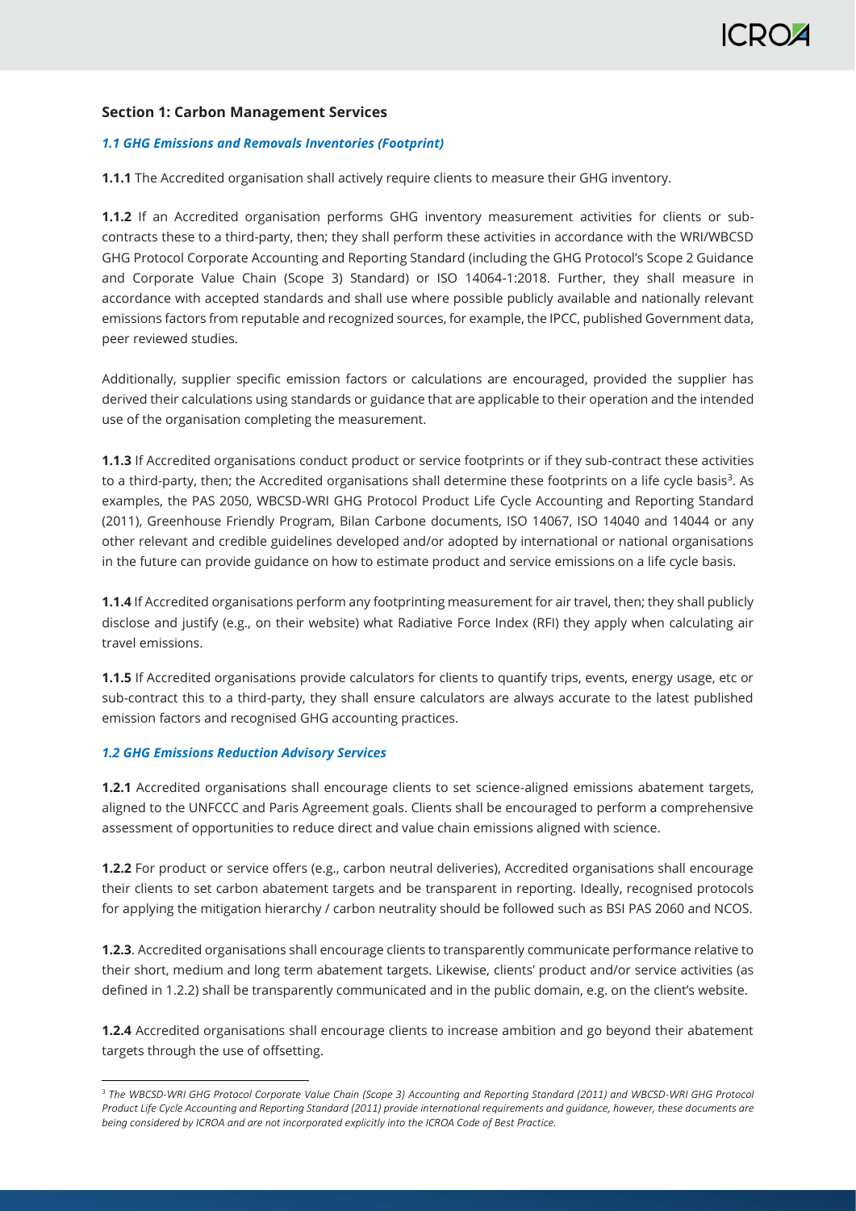## Section 1: Carbon Management Services

### *1.1 GHG Emissions and Removals Inventories (Footprint)*

**1.1.1** The Accredited organisation shall actively require clients to measure their GHG inventory.

**1.1.2** If an Accredited organisation performs GHG inventory measurement activities for clients or sub-contracts these to a third-party, then; they shall perform these activities in accordance with the WRI/WBCSD GHG Protocol Corporate Accounting and Reporting Standard (including the GHG Protocol's Scope 2 Guidance and Corporate Value Chain (Scope 3) Standard) or ISO 14064-1:2018. Further, they shall measure in accordance with accepted standards and shall use where possible publicly available and nationally relevant emissions factors from reputable and recognized sources, for example, the IPCC, published Government data, peer reviewed studies.

Additionally, supplier specific emission factors or calculations are encouraged, provided the supplier has derived their calculations using standards or guidance that are applicable to their operation and the intended use of the organisation completing the measurement.

**1.1.3** If Accredited organisations conduct product or service footprints or if they sub-contract these activities to a third-party, then; the Accredited organisations shall determine these footprints on a life cycle basis[3]. As examples, the PAS 2050, WBCSD-WRI GHG Protocol Product Life Cycle Accounting and Reporting Standard (2011), Greenhouse Friendly Program, Bilan Carbone documents, ISO 14067, ISO 14040 and 14044 or any other relevant and credible guidelines developed and/or adopted by international or national organisations in the future can provide guidance on how to estimate product and service emissions on a life cycle basis.

**1.1.4** If Accredited organisations perform any footprinting measurement for air travel, then; they shall publicly disclose and justify (e.g., on their website) what Radiative Force Index (RFI) they apply when calculating air travel emissions.

**1.1.5** If Accredited organisations provide calculators for clients to quantify trips, events, energy usage, etc or sub-contract this to a third-party, they shall ensure calculators are always accurate to the latest published emission factors and recognised GHG accounting practices.

### *1.2 GHG Emissions Reduction Advisory Services*

**1.2.1** Accredited organisations shall encourage clients to set science-aligned emissions abatement targets, aligned to the UNFCCC and Paris Agreement goals. Clients shall be encouraged to perform a comprehensive assessment of opportunities to reduce direct and value chain emissions aligned with science.

**1.2.2** For product or service offers (e.g., carbon neutral deliveries), Accredited organisations shall encourage their clients to set carbon abatement targets and be transparent in reporting. Ideally, recognised protocols for applying the mitigation hierarchy / carbon neutrality should be followed such as BSI PAS 2060 and NCOS.

**1.2.3**. Accredited organisations shall encourage clients to transparently communicate performance relative to their short, medium and long term abatement targets. Likewise, clients' product and/or service activities (as defined in 1.2.2) shall be transparently communicated and in the public domain, e.g. on the client's website.

**1.2.4** Accredited organisations shall encourage clients to increase ambition and go beyond their abatement targets through the use of offsetting.

---

[3] *The WBCSD-WRI GHG Protocol Corporate Value Chain (Scope 3) Accounting and Reporting Standard (2011) and WBCSD-WRI GHG Protocol Product Life Cycle Accounting and Reporting Standard (2011) provide international requirements and guidance, however, these documents are being considered by ICROA and are not incorporated explicitly into the ICROA Code of Best Practice.*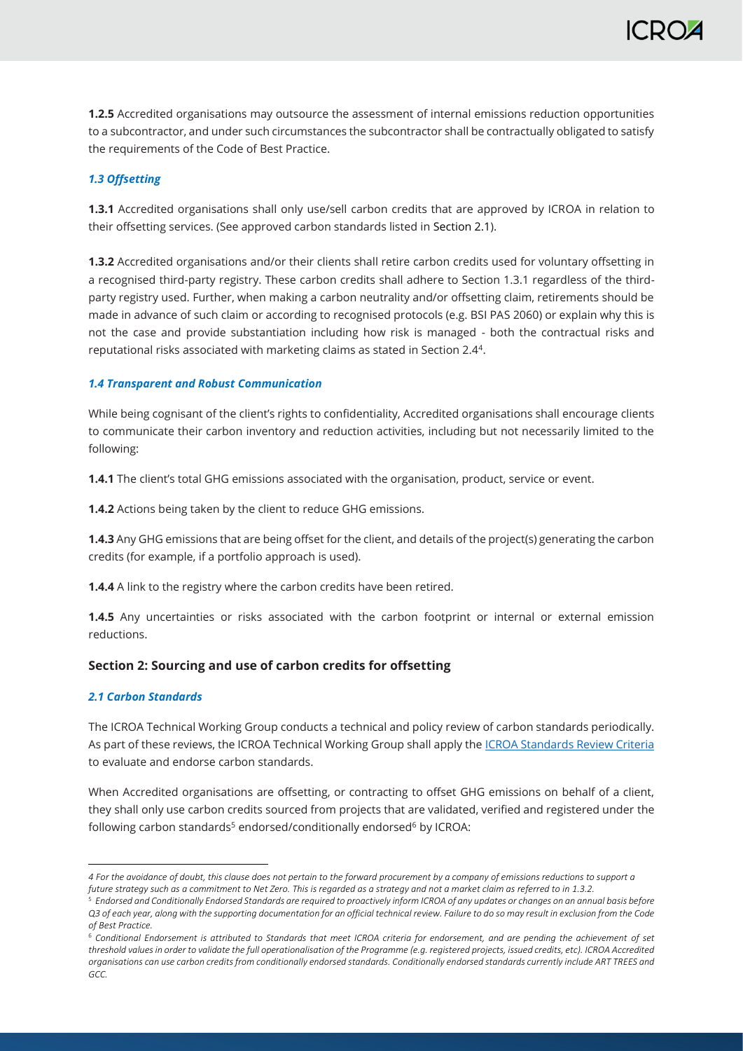**1.2.5** Accredited organisations may outsource the assessment of internal emissions reduction opportunities to a subcontractor, and under such circumstances the subcontractor shall be contractually obligated to satisfy the requirements of the Code of Best Practice.

### *1.3 Offsetting*

**1.3.1** Accredited organisations shall only use/sell carbon credits that are approved by ICROA in relation to their offsetting services. (See approved carbon standards listed in Section 2.1).

**1.3.2** Accredited organisations and/or their clients shall retire carbon credits used for voluntary offsetting in a recognised third-party registry. These carbon credits shall adhere to Section 1.3.1 regardless of the third-party registry used. Further, when making a carbon neutrality and/or offsetting claim, retirements should be made in advance of such claim or according to recognised protocols (e.g. BSI PAS 2060) or explain why this is not the case and provide substantiation including how risk is managed - both the contractual risks and reputational risks associated with marketing claims as stated in Section 2.4[4].

### *1.4 Transparent and Robust Communication*

While being cognisant of the client's rights to confidentiality, Accredited organisations shall encourage clients to communicate their carbon inventory and reduction activities, including but not necessarily limited to the following:

**1.4.1** The client's total GHG emissions associated with the organisation, product, service or event.

**1.4.2** Actions being taken by the client to reduce GHG emissions.

**1.4.3** Any GHG emissions that are being offset for the client, and details of the project(s) generating the carbon credits (for example, if a portfolio approach is used).

**1.4.4** A link to the registry where the carbon credits have been retired.

**1.4.5** Any uncertainties or risks associated with the carbon footprint or internal or external emission reductions.

## Section 2: Sourcing and use of carbon credits for offsetting

### *2.1 Carbon Standards*

The ICROA Technical Working Group conducts a technical and policy review of carbon standards periodically. As part of these reviews, the ICROA Technical Working Group shall apply the [ICROA Standards Review Criteria] to evaluate and endorse carbon standards.

When Accredited organisations are offsetting, or contracting to offset GHG emissions on behalf of a client, they shall only use carbon credits sourced from projects that are validated, verified and registered under the following carbon standards[5] endorsed/conditionally endorsed[6] by ICROA:

---

*4 For the avoidance of doubt, this clause does not pertain to the forward procurement by a company of emissions reductions to support a future strategy such as a commitment to Net Zero. This is regarded as a strategy and not a market claim as referred to in 1.3.2.*

*5 Endorsed and Conditionally Endorsed Standards are required to proactively inform ICROA of any updates or changes on an annual basis before Q3 of each year, along with the supporting documentation for an official technical review. Failure to do so may result in exclusion from the Code of Best Practice.*

*6 Conditional Endorsement is attributed to Standards that meet ICROA criteria for endorsement, and are pending the achievement of set threshold values in order to validate the full operationalisation of the Programme (e.g. registered projects, issued credits, etc). ICROA Accredited organisations can use carbon credits from conditionally endorsed standards. Conditionally endorsed standards currently include ART TREES and GCC.*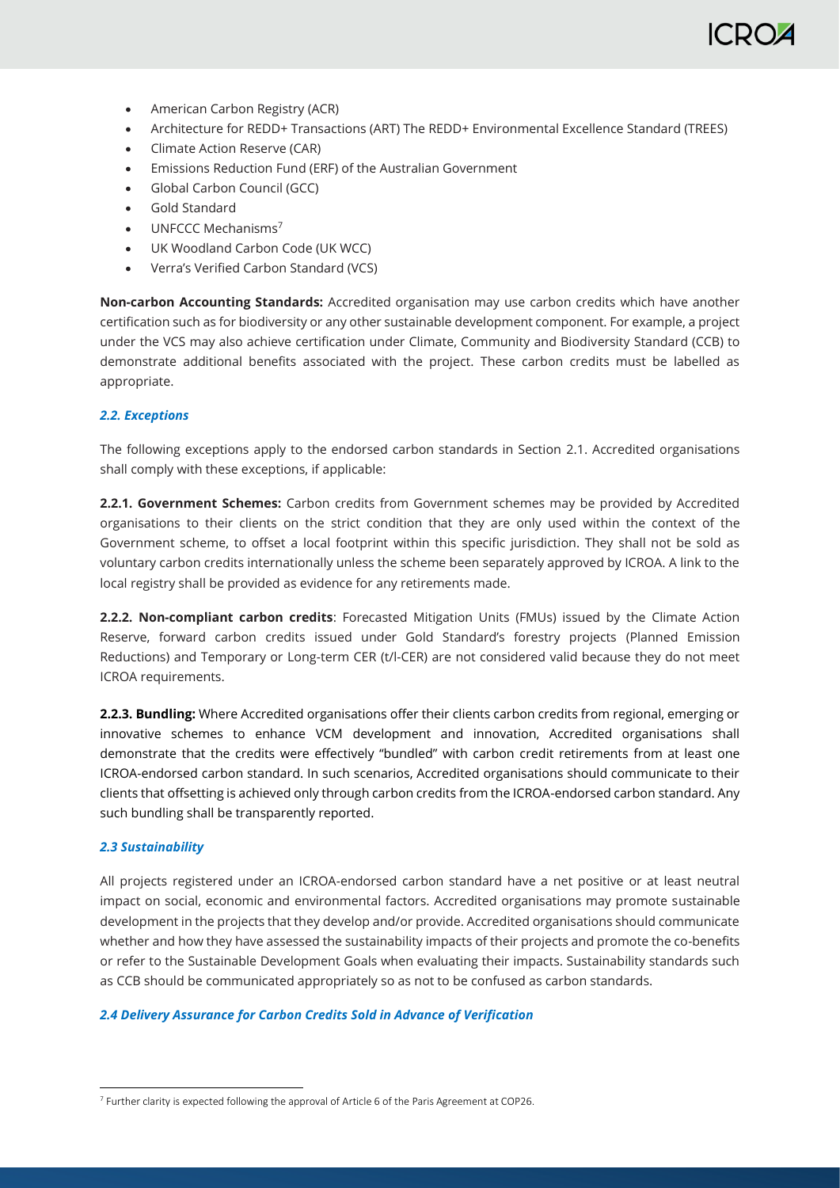- American Carbon Registry (ACR)
- Architecture for REDD+ Transactions (ART) The REDD+ Environmental Excellence Standard (TREES)
- Climate Action Reserve (CAR)
- Emissions Reduction Fund (ERF) of the Australian Government
- Global Carbon Council (GCC)
- Gold Standard
- UNFCCC Mechanisms[7]
- UK Woodland Carbon Code (UK WCC)
- Verra's Verified Carbon Standard (VCS)

**Non-carbon Accounting Standards:** Accredited organisation may use carbon credits which have another certification such as for biodiversity or any other sustainable development component. For example, a project under the VCS may also achieve certification under Climate, Community and Biodiversity Standard (CCB) to demonstrate additional benefits associated with the project. These carbon credits must be labelled as appropriate.

### *2.2. Exceptions*

The following exceptions apply to the endorsed carbon standards in Section 2.1. Accredited organisations shall comply with these exceptions, if applicable:

**2.2.1. Government Schemes:** Carbon credits from Government schemes may be provided by Accredited organisations to their clients on the strict condition that they are only used within the context of the Government scheme, to offset a local footprint within this specific jurisdiction. They shall not be sold as voluntary carbon credits internationally unless the scheme been separately approved by ICROA. A link to the local registry shall be provided as evidence for any retirements made.

**2.2.2. Non-compliant carbon credits**: Forecasted Mitigation Units (FMUs) issued by the Climate Action Reserve, forward carbon credits issued under Gold Standard's forestry projects (Planned Emission Reductions) and Temporary or Long-term CER (t/l-CER) are not considered valid because they do not meet ICROA requirements.

**2.2.3. Bundling:** Where Accredited organisations offer their clients carbon credits from regional, emerging or innovative schemes to enhance VCM development and innovation, Accredited organisations shall demonstrate that the credits were effectively "bundled" with carbon credit retirements from at least one ICROA-endorsed carbon standard. In such scenarios, Accredited organisations should communicate to their clients that offsetting is achieved only through carbon credits from the ICROA-endorsed carbon standard. Any such bundling shall be transparently reported.

### *2.3 Sustainability*

All projects registered under an ICROA-endorsed carbon standard have a net positive or at least neutral impact on social, economic and environmental factors. Accredited organisations may promote sustainable development in the projects that they develop and/or provide. Accredited organisations should communicate whether and how they have assessed the sustainability impacts of their projects and promote the co-benefits or refer to the Sustainable Development Goals when evaluating their impacts. Sustainability standards such as CCB should be communicated appropriately so as not to be confused as carbon standards.

### *2.4 Delivery Assurance for Carbon Credits Sold in Advance of Verification*

[7] Further clarity is expected following the approval of Article 6 of the Paris Agreement at COP26.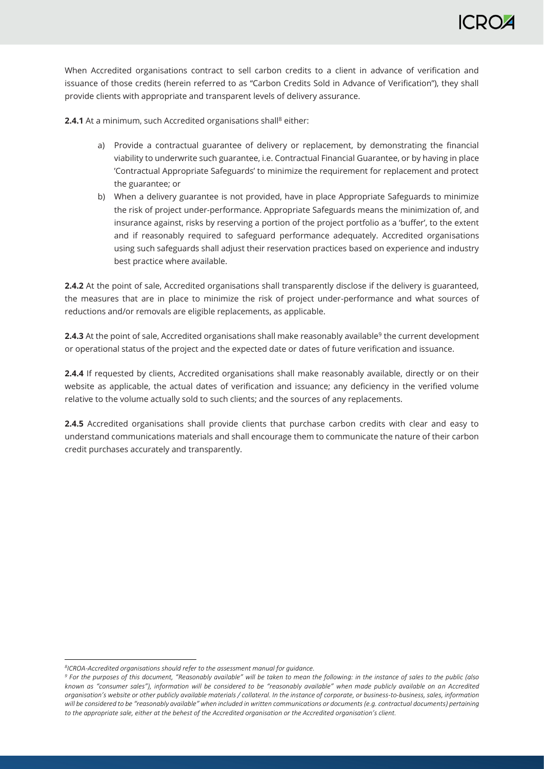When Accredited organisations contract to sell carbon credits to a client in advance of verification and issuance of those credits (herein referred to as "Carbon Credits Sold in Advance of Verification"), they shall provide clients with appropriate and transparent levels of delivery assurance.

**2.4.1** At a minimum, such Accredited organisations shall[8] either:

a) Provide a contractual guarantee of delivery or replacement, by demonstrating the financial viability to underwrite such guarantee, i.e. Contractual Financial Guarantee, or by having in place 'Contractual Appropriate Safeguards' to minimize the requirement for replacement and protect the guarantee; or

b) When a delivery guarantee is not provided, have in place Appropriate Safeguards to minimize the risk of project under-performance. Appropriate Safeguards means the minimization of, and insurance against, risks by reserving a portion of the project portfolio as a 'buffer', to the extent and if reasonably required to safeguard performance adequately. Accredited organisations using such safeguards shall adjust their reservation practices based on experience and industry best practice where available.

**2.4.2** At the point of sale, Accredited organisations shall transparently disclose if the delivery is guaranteed, the measures that are in place to minimize the risk of project under-performance and what sources of reductions and/or removals are eligible replacements, as applicable.

**2.4.3** At the point of sale, Accredited organisations shall make reasonably available[9] the current development or operational status of the project and the expected date or dates of future verification and issuance.

**2.4.4** If requested by clients, Accredited organisations shall make reasonably available, directly or on their website as applicable, the actual dates of verification and issuance; any deficiency in the verified volume relative to the volume actually sold to such clients; and the sources of any replacements.

**2.4.5** Accredited organisations shall provide clients that purchase carbon credits with clear and easy to understand communications materials and shall encourage them to communicate the nature of their carbon credit purchases accurately and transparently.

---

*[8] ICROA-Accredited organisations should refer to the assessment manual for guidance.*

*[9] For the purposes of this document, "Reasonably available" will be taken to mean the following: in the instance of sales to the public (also known as "consumer sales"), information will be considered to be "reasonably available" when made publicly available on an Accredited organisation's website or other publicly available materials / collateral. In the instance of corporate, or business-to-business, sales, information will be considered to be "reasonably available" when included in written communications or documents (e.g. contractual documents) pertaining to the appropriate sale, either at the behest of the Accredited organisation or the Accredited organisation's client.*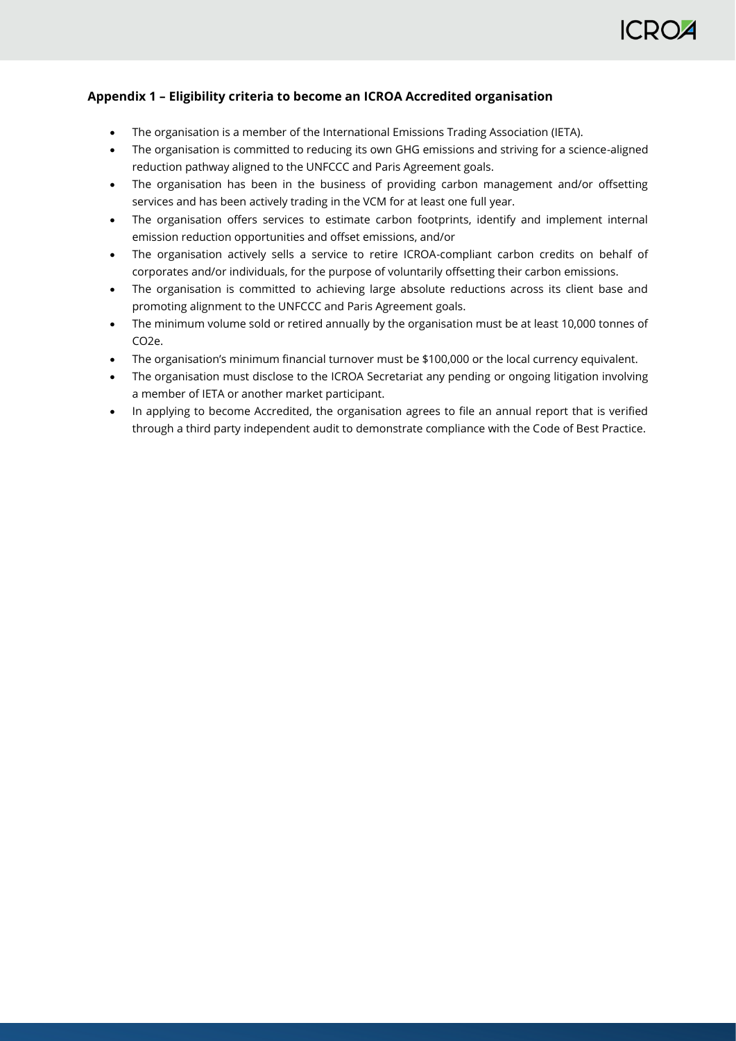## Appendix 1 – Eligibility criteria to become an ICROA Accredited organisation

- The organisation is a member of the International Emissions Trading Association (IETA).
- The organisation is committed to reducing its own GHG emissions and striving for a science-aligned reduction pathway aligned to the UNFCCC and Paris Agreement goals.
- The organisation has been in the business of providing carbon management and/or offsetting services and has been actively trading in the VCM for at least one full year.
- The organisation offers services to estimate carbon footprints, identify and implement internal emission reduction opportunities and offset emissions, and/or
- The organisation actively sells a service to retire ICROA-compliant carbon credits on behalf of corporates and/or individuals, for the purpose of voluntarily offsetting their carbon emissions.
- The organisation is committed to achieving large absolute reductions across its client base and promoting alignment to the UNFCCC and Paris Agreement goals.
- The minimum volume sold or retired annually by the organisation must be at least 10,000 tonnes of $CO_2e$.
- The organisation's minimum financial turnover must be $100,000 or the local currency equivalent.
- The organisation must disclose to the ICROA Secretariat any pending or ongoing litigation involving a member of IETA or another market participant.
- In applying to become Accredited, the organisation agrees to file an annual report that is verified through a third party independent audit to demonstrate compliance with the Code of Best Practice.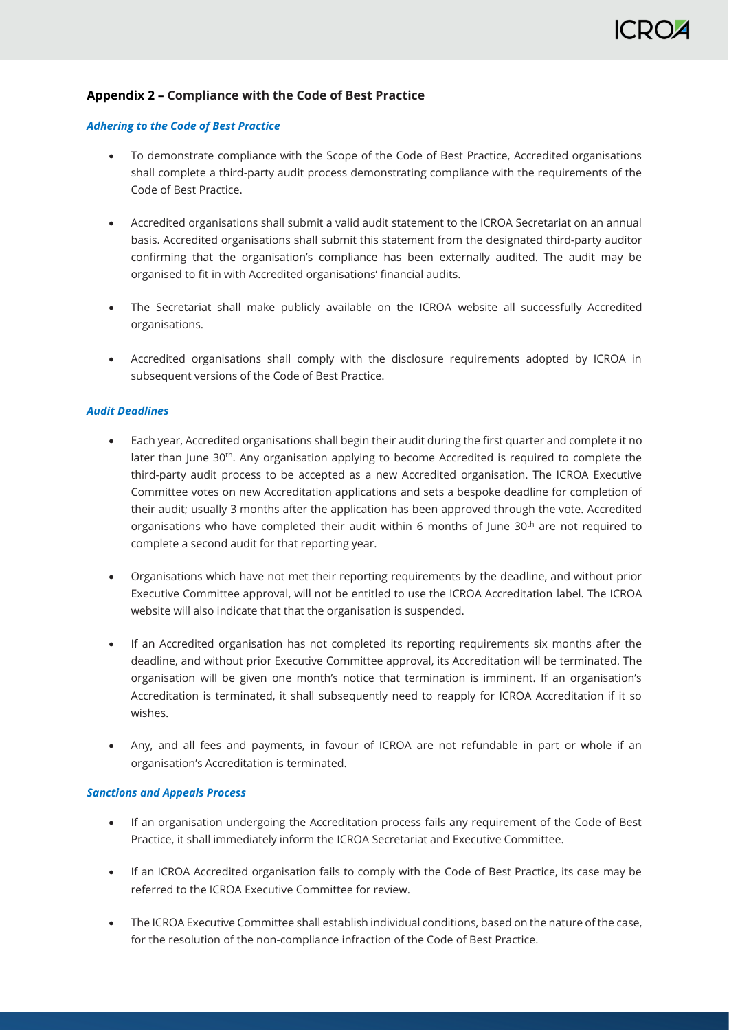## Appendix 2 – Compliance with the Code of Best Practice

***Adhering to the Code of Best Practice***

- To demonstrate compliance with the Scope of the Code of Best Practice, Accredited organisations shall complete a third-party audit process demonstrating compliance with the requirements of the Code of Best Practice.
- Accredited organisations shall submit a valid audit statement to the ICROA Secretariat on an annual basis. Accredited organisations shall submit this statement from the designated third-party auditor confirming that the organisation's compliance has been externally audited. The audit may be organised to fit in with Accredited organisations' financial audits.
- The Secretariat shall make publicly available on the ICROA website all successfully Accredited organisations.
- Accredited organisations shall comply with the disclosure requirements adopted by ICROA in subsequent versions of the Code of Best Practice.

***Audit Deadlines***

- Each year, Accredited organisations shall begin their audit during the first quarter and complete it no later than June 30th. Any organisation applying to become Accredited is required to complete the third-party audit process to be accepted as a new Accredited organisation. The ICROA Executive Committee votes on new Accreditation applications and sets a bespoke deadline for completion of their audit; usually 3 months after the application has been approved through the vote. Accredited organisations who have completed their audit within 6 months of June 30th are not required to complete a second audit for that reporting year.
- Organisations which have not met their reporting requirements by the deadline, and without prior Executive Committee approval, will not be entitled to use the ICROA Accreditation label. The ICROA website will also indicate that that the organisation is suspended.
- If an Accredited organisation has not completed its reporting requirements six months after the deadline, and without prior Executive Committee approval, its Accreditation will be terminated. The organisation will be given one month's notice that termination is imminent. If an organisation's Accreditation is terminated, it shall subsequently need to reapply for ICROA Accreditation if it so wishes.
- Any, and all fees and payments, in favour of ICROA are not refundable in part or whole if an organisation's Accreditation is terminated.

***Sanctions and Appeals Process***

- If an organisation undergoing the Accreditation process fails any requirement of the Code of Best Practice, it shall immediately inform the ICROA Secretariat and Executive Committee.
- If an ICROA Accredited organisation fails to comply with the Code of Best Practice, its case may be referred to the ICROA Executive Committee for review.
- The ICROA Executive Committee shall establish individual conditions, based on the nature of the case, for the resolution of the non-compliance infraction of the Code of Best Practice.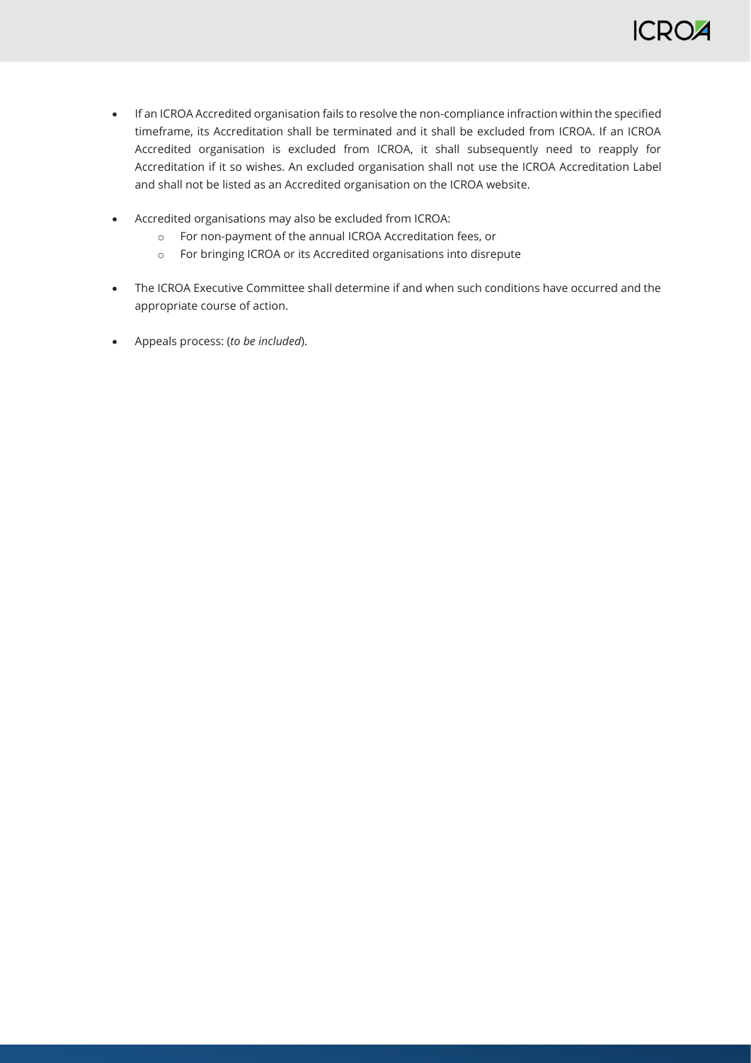- If an ICROA Accredited organisation fails to resolve the non-compliance infraction within the specified timeframe, its Accreditation shall be terminated and it shall be excluded from ICROA. If an ICROA Accredited organisation is excluded from ICROA, it shall subsequently need to reapply for Accreditation if it so wishes. An excluded organisation shall not use the ICROA Accreditation Label and shall not be listed as an Accredited organisation on the ICROA website.

- Accredited organisations may also be excluded from ICROA:
    - For non-payment of the annual ICROA Accreditation fees, or
    - For bringing ICROA or its Accredited organisations into disrepute

- The ICROA Executive Committee shall determine if and when such conditions have occurred and the appropriate course of action.

- Appeals process: (*to be included*).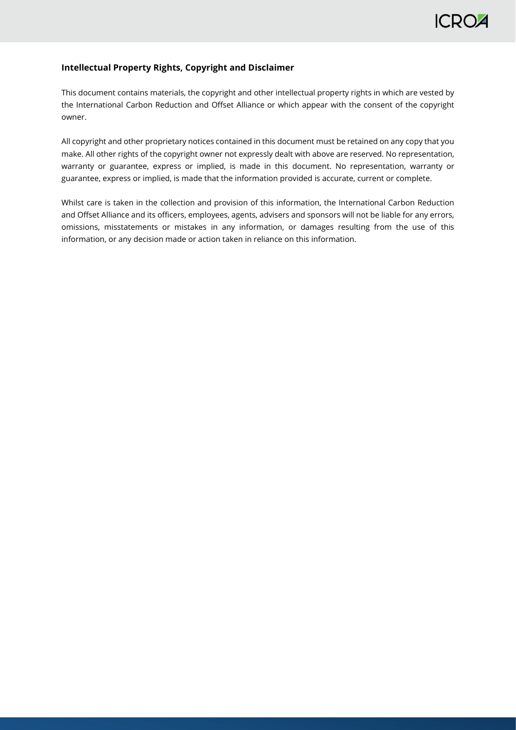### Intellectual Property Rights, Copyright and Disclaimer

This document contains materials, the copyright and other intellectual property rights in which are vested by the International Carbon Reduction and Offset Alliance or which appear with the consent of the copyright owner.

All copyright and other proprietary notices contained in this document must be retained on any copy that you make. All other rights of the copyright owner not expressly dealt with above are reserved. No representation, warranty or guarantee, express or implied, is made in this document. No representation, warranty or guarantee, express or implied, is made that the information provided is accurate, current or complete.

Whilst care is taken in the collection and provision of this information, the International Carbon Reduction and Offset Alliance and its officers, employees, agents, advisers and sponsors will not be liable for any errors, omissions, misstatements or mistakes in any information, or damages resulting from the use of this information, or any decision made or action taken in reliance on this information.